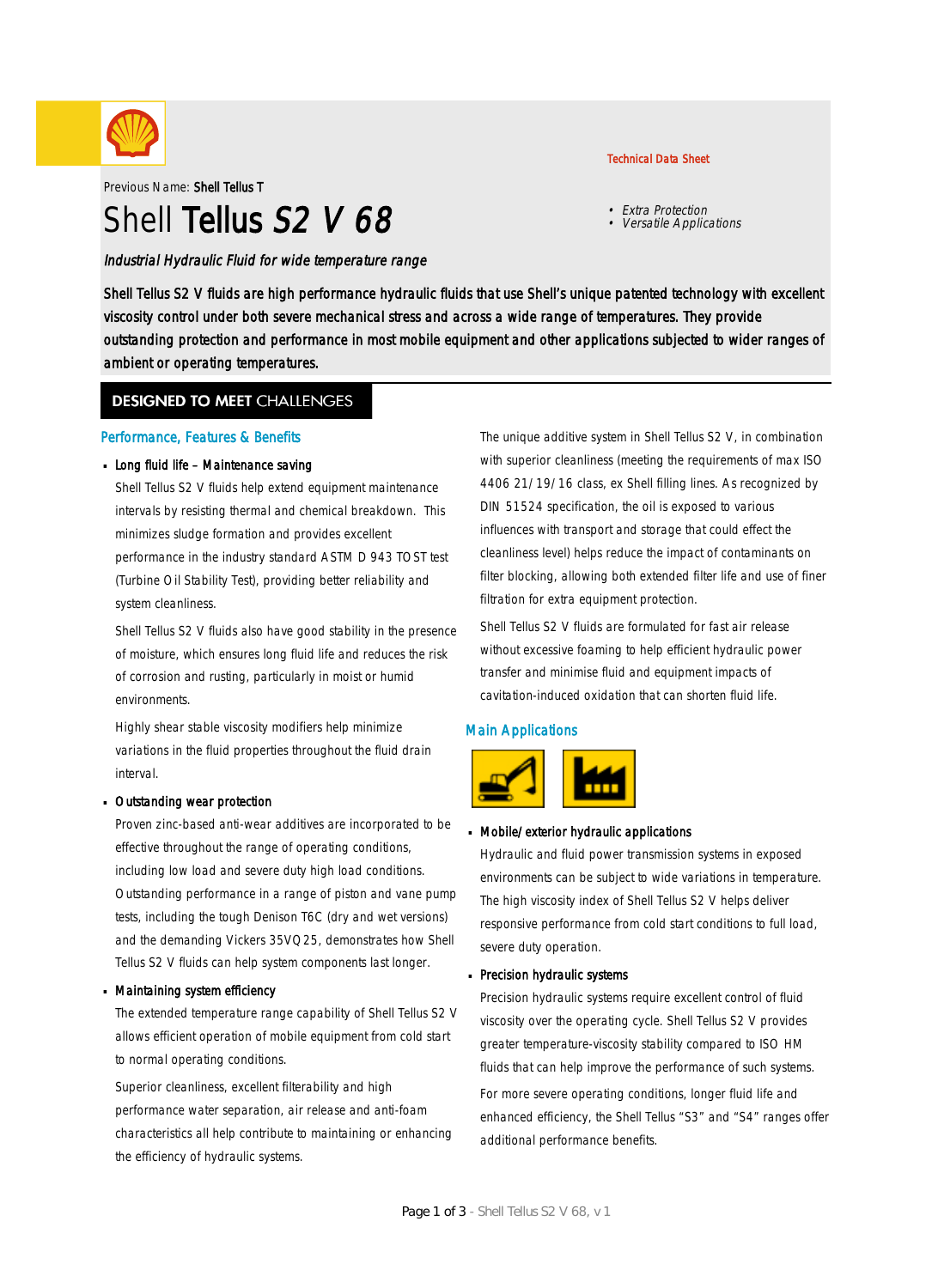Technical Data Sheet

Previous Name: **Shell Tellus T**

# Shell **Tellus** *S2 V 68*

- *Extra Protection*
- *Versatile Applications*

*Industrial Hydraulic Fluid for wide temperature range*

Shell Tellus S2 V fluids are high performance hydraulic fluids that use Shell's unique patented technology with excellent viscosity control under both severe mechanical stress and across a wide range of temperatures. They provide outstanding protection and performance in most mobile equipment and other applications subjected to wider ranges of ambient or operating temperatures.

## DESIGNED TO MEET CHALLENGES

### Performance, Features & Benefits

- **Long fluid life – Maintenance saving**

  Shell Tellus S2 V fluids help extend equipment maintenance intervals by resisting thermal and chemical breakdown. This minimizes sludge formation and provides excellent performance in the industry standard ASTM D 943 TOST test (Turbine Oil Stability Test), providing better reliability and system cleanliness.

  Shell Tellus S2 V fluids also have good stability in the presence of moisture, which ensures long fluid life and reduces the risk of corrosion and rusting, particularly in moist or humid environments.

  Highly shear stable viscosity modifiers help minimize variations in the fluid properties throughout the fluid drain interval.

- **Outstanding wear protection**

  Proven zinc-based anti-wear additives are incorporated to be effective throughout the range of operating conditions, including low load and severe duty high load conditions. Outstanding performance in a range of piston and vane pump tests, including the tough Denison T6C (dry and wet versions) and the demanding Vickers 35VQ25, demonstrates how Shell Tellus S2 V fluids can help system components last longer.

- **Maintaining system efficiency**

  The extended temperature range capability of Shell Tellus S2 V allows efficient operation of mobile equipment from cold start to normal operating conditions.

  Superior cleanliness, excellent filterability and high performance water separation, air release and anti-foam characteristics all help contribute to maintaining or enhancing the efficiency of hydraulic systems.

  The unique additive system in Shell Tellus S2 V, in combination with superior cleanliness (meeting the requirements of max ISO 4406 21/19/16 class, ex Shell filling lines. As recognized by DIN 51524 specification, the oil is exposed to various influences with transport and storage that could effect the cleanliness level) helps reduce the impact of contaminants on filter blocking, allowing both extended filter life and use of finer filtration for extra equipment protection.

  Shell Tellus S2 V fluids are formulated for fast air release without excessive foaming to help efficient hydraulic power transfer and minimise fluid and equipment impacts of cavitation-induced oxidation that can shorten fluid life.

### Main Applications

- **Mobile/exterior hydraulic applications**

  Hydraulic and fluid power transmission systems in exposed environments can be subject to wide variations in temperature. The high viscosity index of Shell Tellus S2 V helps deliver responsive performance from cold start conditions to full load, severe duty operation.

- **Precision hydraulic systems**

  Precision hydraulic systems require excellent control of fluid viscosity over the operating cycle. Shell Tellus S2 V provides greater temperature-viscosity stability compared to ISO HM fluids that can help improve the performance of such systems.

  For more severe operating conditions, longer fluid life and enhanced efficiency, the Shell Tellus "S3" and "S4" ranges offer additional performance benefits.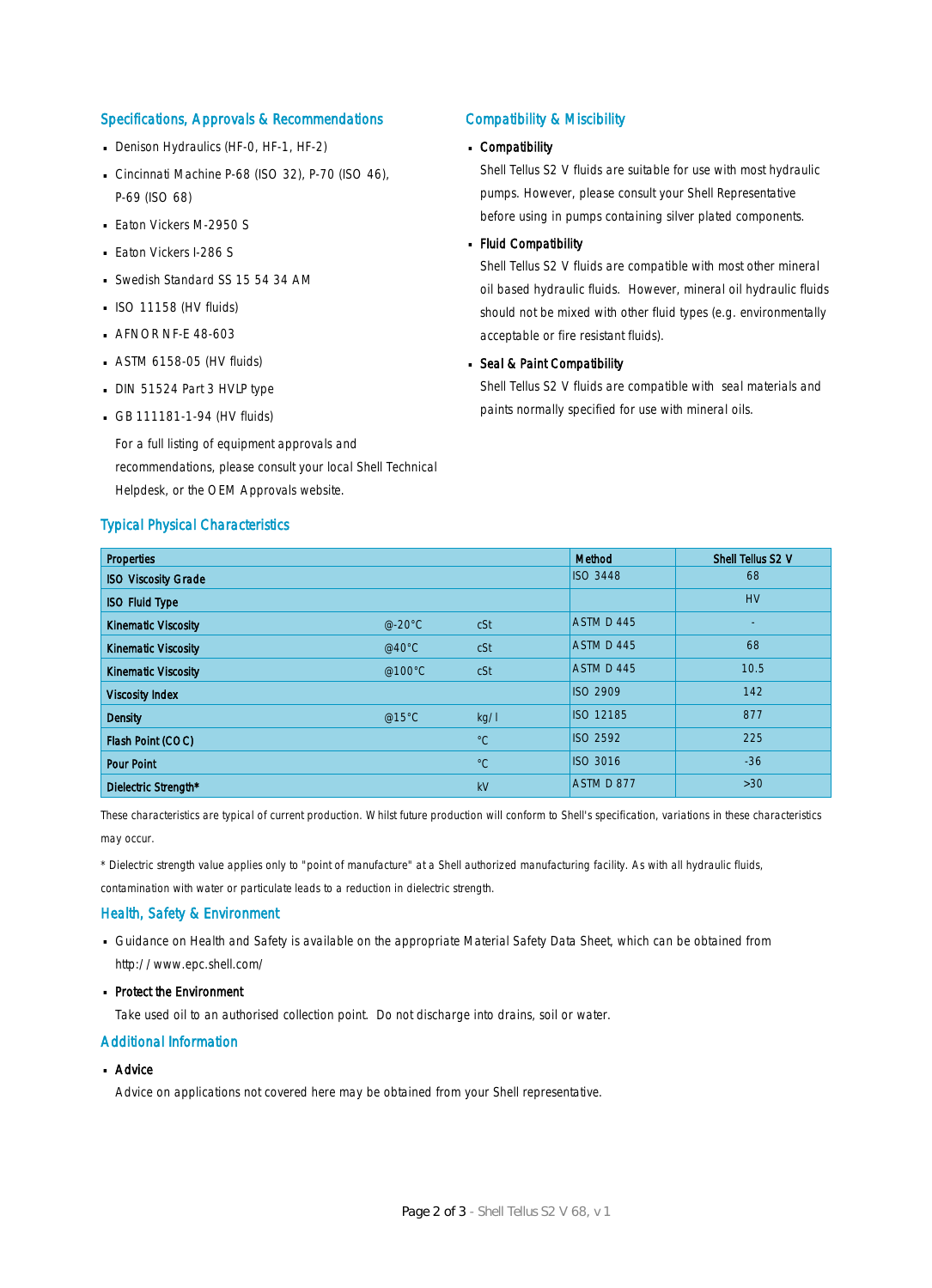## Specifications, Approvals & Recommendations

- Denison Hydraulics (HF-0, HF-1, HF-2)
- Cincinnati Machine P-68 (ISO 32), P-70 (ISO 46), P-69 (ISO 68)
- Eaton Vickers M-2950 S
- Eaton Vickers I-286 S
- Swedish Standard SS 15 54 34 AM
- ISO 11158 (HV fluids)
- AFNOR NF-E 48-603
- ASTM 6158-05 (HV fluids)
- DIN 51524 Part 3 HVLP type
- GB 111181-1-94 (HV fluids)

For a full listing of equipment approvals and recommendations, please consult your local Shell Technical Helpdesk, or the OEM Approvals website.

## Compatibility & Miscibility

- **Compatibility**

  Shell Tellus S2 V fluids are suitable for use with most hydraulic pumps. However, please consult your Shell Representative before using in pumps containing silver plated components.

- **Fluid Compatibility**

  Shell Tellus S2 V fluids are compatible with most other mineral oil based hydraulic fluids. However, mineral oil hydraulic fluids should not be mixed with other fluid types (e.g. environmentally acceptable or fire resistant fluids).

- **Seal & Paint Compatibility**

  Shell Tellus S2 V fluids are compatible with seal materials and paints normally specified for use with mineral oils.

## Typical Physical Characteristics

| Properties | | | Method | Shell Tellus S2 V |
|---|---|---|---|---|
| ISO Viscosity Grade | | | ISO 3448 | 68 |
| ISO Fluid Type | | | | HV |
| Kinematic Viscosity | @-20°C | cSt | ASTM D 445 | - |
| Kinematic Viscosity | @40°C | cSt | ASTM D 445 | 68 |
| Kinematic Viscosity | @100°C | cSt | ASTM D 445 | 10.5 |
| Viscosity Index | | | ISO 2909 | 142 |
| Density | @15°C | kg/l | ISO 12185 | 877 |
| Flash Point (COC) | | °C | ISO 2592 | 225 |
| Pour Point | | °C | ISO 3016 | -36 |
| Dielectric Strength* | | kV | ASTM D 877 | >30 |

These characteristics are typical of current production. Whilst future production will conform to Shell's specification, variations in these characteristics may occur.

* Dielectric strength value applies only to "point of manufacture" at a Shell authorized manufacturing facility. As with all hydraulic fluids, contamination with water or particulate leads to a reduction in dielectric strength.

## Health, Safety & Environment

- Guidance on Health and Safety is available on the appropriate Material Safety Data Sheet, which can be obtained from http://www.epc.shell.com/
- **Protect the Environment**

  Take used oil to an authorised collection point. Do not discharge into drains, soil or water.

## Additional Information

- **Advice**

  Advice on applications not covered here may be obtained from your Shell representative.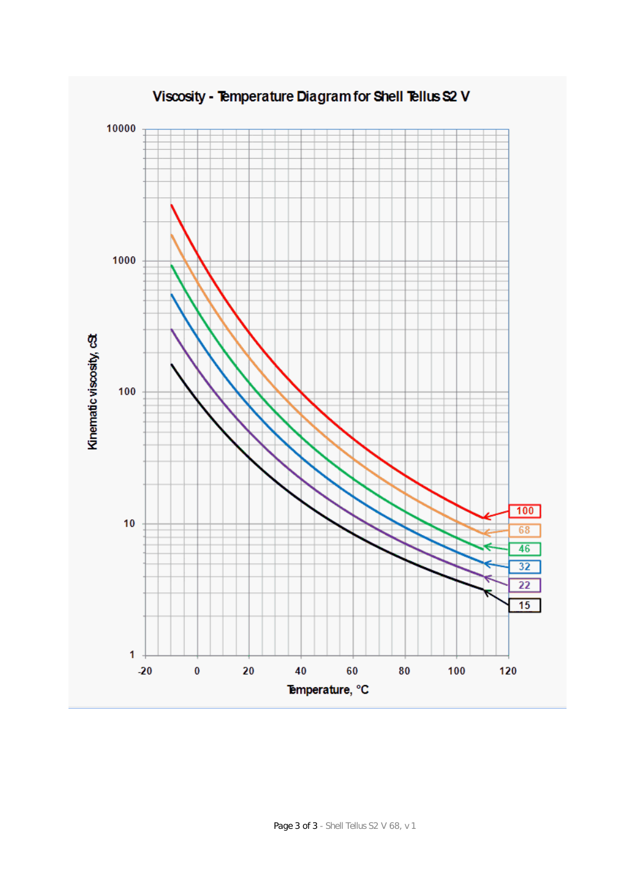Viscosity - Temperature Diagram for Shell Tellus S2 V

Kinematic viscosity, cSt

10000

1000

100

10

1

-20

0

20

40

60

80

100

120

Temperature, °C

100

68

46

32

22

15